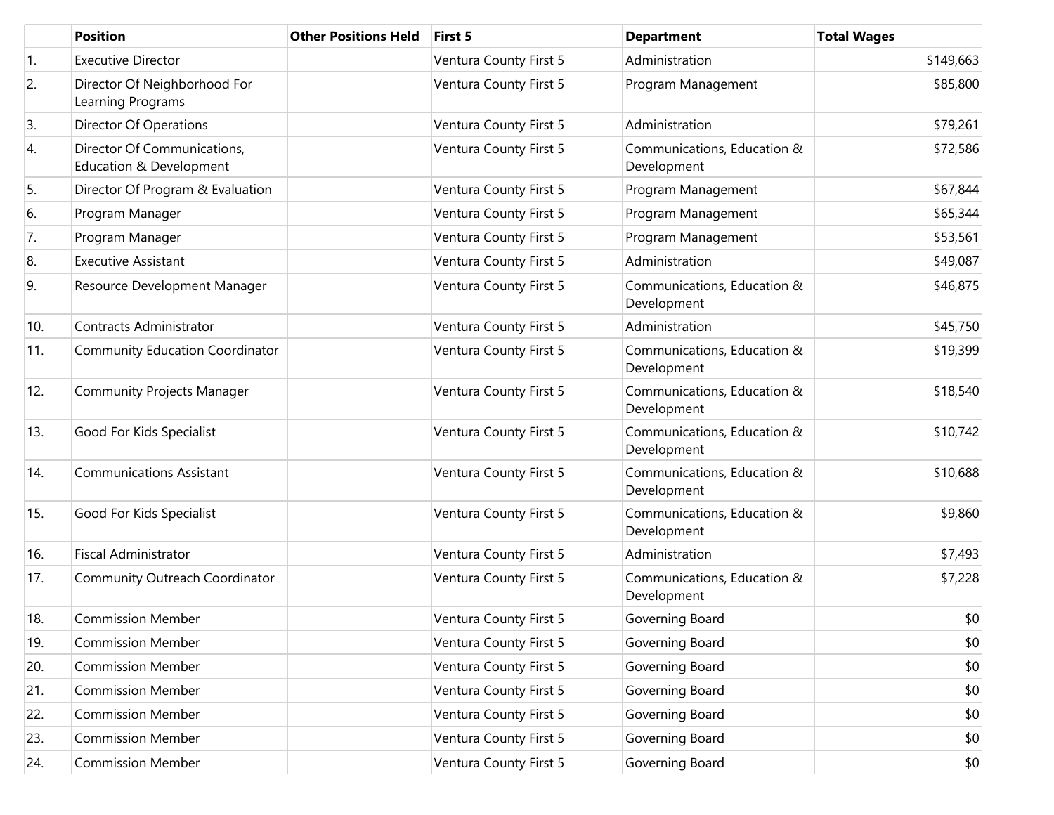| | Position | Other Positions Held | First 5 | Department | Total Wages |
|---|---|---|---|---|---|
| 1. | Executive Director | | Ventura County First 5 | Administration | $149,663 |
| 2. | Director Of Neighborhood For Learning Programs | | Ventura County First 5 | Program Management | $85,800 |
| 3. | Director Of Operations | | Ventura County First 5 | Administration | $79,261 |
| 4. | Director Of Communications, Education & Development | | Ventura County First 5 | Communications, Education & Development | $72,586 |
| 5. | Director Of Program & Evaluation | | Ventura County First 5 | Program Management | $67,844 |
| 6. | Program Manager | | Ventura County First 5 | Program Management | $65,344 |
| 7. | Program Manager | | Ventura County First 5 | Program Management | $53,561 |
| 8. | Executive Assistant | | Ventura County First 5 | Administration | $49,087 |
| 9. | Resource Development Manager | | Ventura County First 5 | Communications, Education & Development | $46,875 |
| 10. | Contracts Administrator | | Ventura County First 5 | Administration | $45,750 |
| 11. | Community Education Coordinator | | Ventura County First 5 | Communications, Education & Development | $19,399 |
| 12. | Community Projects Manager | | Ventura County First 5 | Communications, Education & Development | $18,540 |
| 13. | Good For Kids Specialist | | Ventura County First 5 | Communications, Education & Development | $10,742 |
| 14. | Communications Assistant | | Ventura County First 5 | Communications, Education & Development | $10,688 |
| 15. | Good For Kids Specialist | | Ventura County First 5 | Communications, Education & Development | $9,860 |
| 16. | Fiscal Administrator | | Ventura County First 5 | Administration | $7,493 |
| 17. | Community Outreach Coordinator | | Ventura County First 5 | Communications, Education & Development | $7,228 |
| 18. | Commission Member | | Ventura County First 5 | Governing Board | $0 |
| 19. | Commission Member | | Ventura County First 5 | Governing Board | $0 |
| 20. | Commission Member | | Ventura County First 5 | Governing Board | $0 |
| 21. | Commission Member | | Ventura County First 5 | Governing Board | $0 |
| 22. | Commission Member | | Ventura County First 5 | Governing Board | $0 |
| 23. | Commission Member | | Ventura County First 5 | Governing Board | $0 |
| 24. | Commission Member | | Ventura County First 5 | Governing Board | $0 |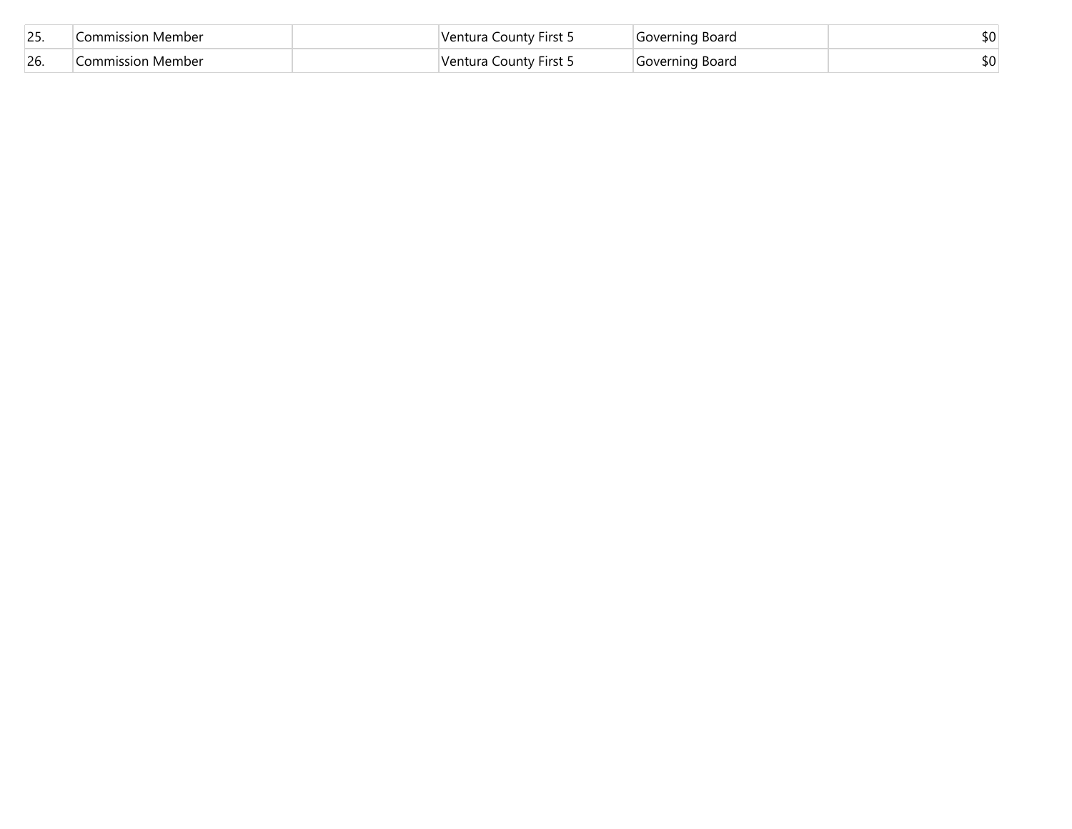| | | | | | |
|---|---|---|---|---|---|
| 25. | Commission Member | | Ventura County First 5 | Governing Board | $0 |
| 26. | Commission Member | | Ventura County First 5 | Governing Board | $0 |